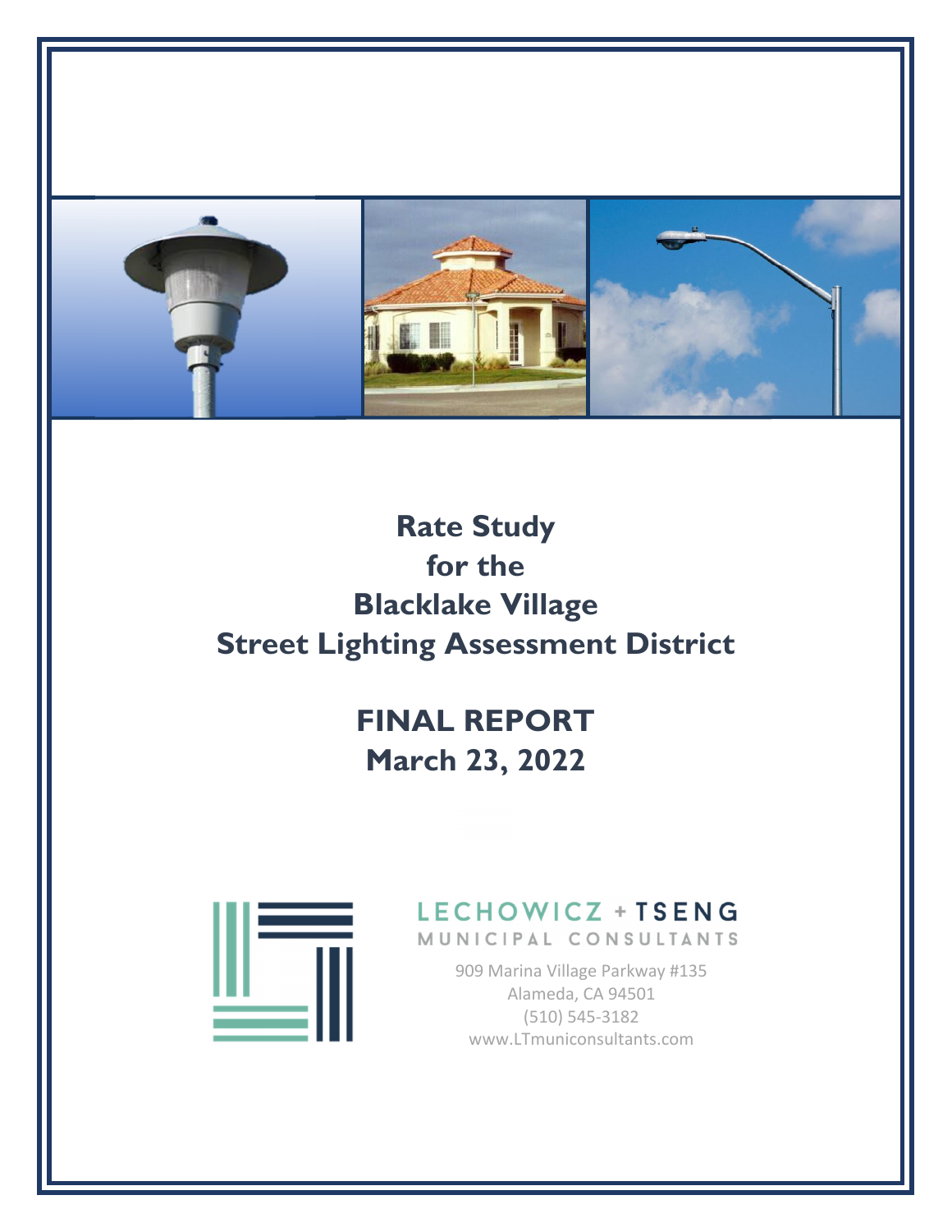# Rate Study for the Blacklake Village Street Lighting Assessment District

## FINAL REPORT
## March 23, 2022

LECHOWICZ + TSENG
MUNICIPAL CONSULTANTS

909 Marina Village Parkway #135
Alameda, CA 94501
(510) 545-3182
www.LTmuniconsultants.com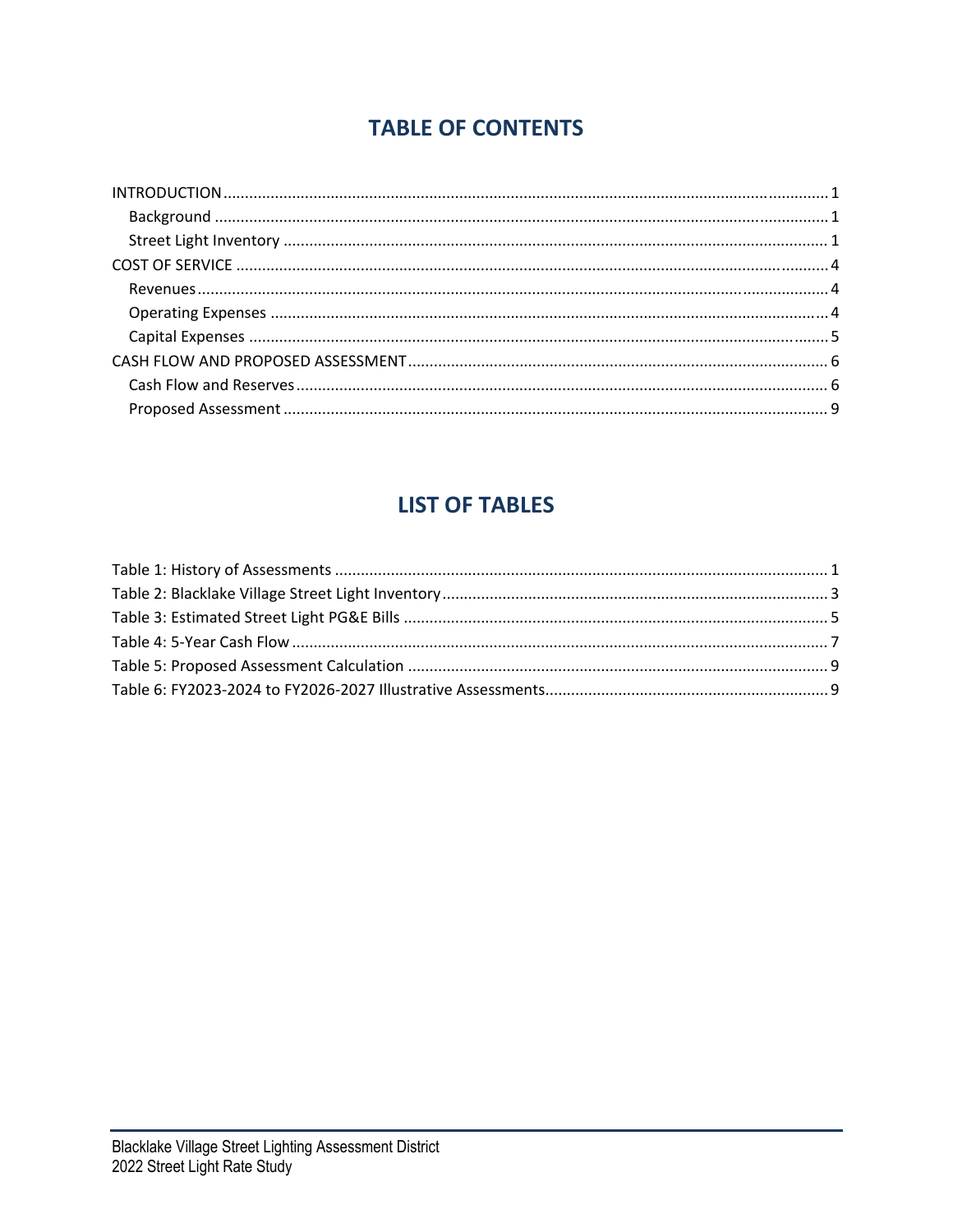# TABLE OF CONTENTS

INTRODUCTION ........................................................................................................................... 1
- Background ............................................................................................................................ 1
- Street Light Inventory ............................................................................................................. 1

COST OF SERVICE ........................................................................................................................ 4
- Revenues ................................................................................................................................ 4
- Operating Expenses ............................................................................................................... 4
- Capital Expenses .................................................................................................................... 5

CASH FLOW AND PROPOSED ASSESSMENT ................................................................................ 6
- Cash Flow and Reserves .......................................................................................................... 6
- Proposed Assessment ............................................................................................................. 9

# LIST OF TABLES

Table 1: History of Assessments ................................................................................................. 1
Table 2: Blacklake Village Street Light Inventory ......................................................................... 3
Table 3: Estimated Street Light PG&E Bills .................................................................................. 5
Table 4: 5-Year Cash Flow ........................................................................................................... 7
Table 5: Proposed Assessment Calculation ................................................................................. 9
Table 6: FY2023-2024 to FY2026-2027 Illustrative Assessments ................................................. 9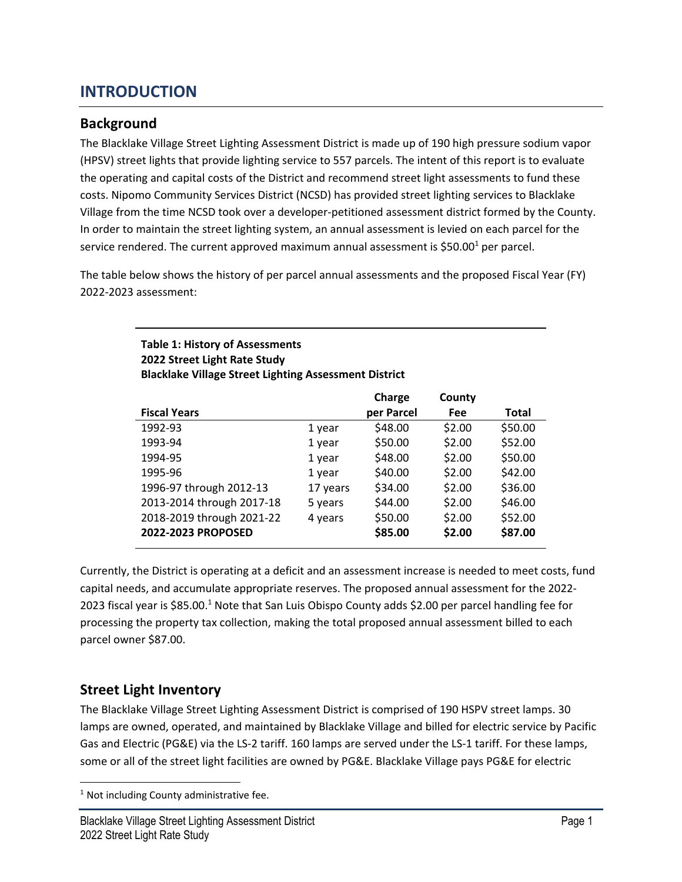# INTRODUCTION

## Background

The Blacklake Village Street Lighting Assessment District is made up of 190 high pressure sodium vapor (HPSV) street lights that provide lighting service to 557 parcels. The intent of this report is to evaluate the operating and capital costs of the District and recommend street light assessments to fund these costs. Nipomo Community Services District (NCSD) has provided street lighting services to Blacklake Village from the time NCSD took over a developer-petitioned assessment district formed by the County. In order to maintain the street lighting system, an annual assessment is levied on each parcel for the service rendered. The current approved maximum annual assessment is $50.00[1] per parcel.

The table below shows the history of per parcel annual assessments and the proposed Fiscal Year (FY) 2022-2023 assessment:

**Table 1: History of Assessments**
**2022 Street Light Rate Study**
**Blacklake Village Street Lighting Assessment District**

| Fiscal Years | | Charge per Parcel | County Fee | Total |
|---|---|---|---|---|
| 1992-93 | 1 year | $48.00 | $2.00 | $50.00 |
| 1993-94 | 1 year | $50.00 | $2.00 | $52.00 |
| 1994-95 | 1 year | $48.00 | $2.00 | $50.00 |
| 1995-96 | 1 year | $40.00 | $2.00 | $42.00 |
| 1996-97 through 2012-13 | 17 years | $34.00 | $2.00 | $36.00 |
| 2013-2014 through 2017-18 | 5 years | $44.00 | $2.00 | $46.00 |
| 2018-2019 through 2021-22 | 4 years | $50.00 | $2.00 | $52.00 |
| **2022-2023 PROPOSED** | | **$85.00** | **$2.00** | **$87.00** |

Currently, the District is operating at a deficit and an assessment increase is needed to meet costs, fund capital needs, and accumulate appropriate reserves. The proposed annual assessment for the 2022-2023 fiscal year is $85.00.[1] Note that San Luis Obispo County adds $2.00 per parcel handling fee for processing the property tax collection, making the total proposed annual assessment billed to each parcel owner $87.00.

## Street Light Inventory

The Blacklake Village Street Lighting Assessment District is comprised of 190 HSPV street lamps. 30 lamps are owned, operated, and maintained by Blacklake Village and billed for electric service by Pacific Gas and Electric (PG&E) via the LS-2 tariff. 160 lamps are served under the LS-1 tariff. For these lamps, some or all of the street light facilities are owned by PG&E. Blacklake Village pays PG&E for electric

[1] Not including County administrative fee.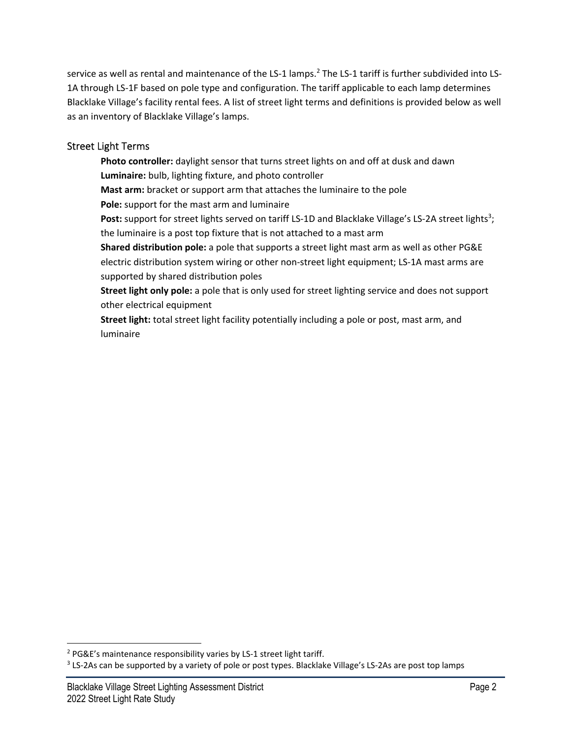service as well as rental and maintenance of the LS-1 lamps.[2] The LS-1 tariff is further subdivided into LS-1A through LS-1F based on pole type and configuration. The tariff applicable to each lamp determines Blacklake Village's facility rental fees. A list of street light terms and definitions is provided below as well as an inventory of Blacklake Village's lamps.

## Street Light Terms

**Photo controller:** daylight sensor that turns street lights on and off at dusk and dawn

**Luminaire:** bulb, lighting fixture, and photo controller

**Mast arm:** bracket or support arm that attaches the luminaire to the pole

**Pole:** support for the mast arm and luminaire

**Post:** support for street lights served on tariff LS-1D and Blacklake Village's LS-2A street lights[3]; the luminaire is a post top fixture that is not attached to a mast arm

**Shared distribution pole:** a pole that supports a street light mast arm as well as other PG&E electric distribution system wiring or other non-street light equipment; LS-1A mast arms are supported by shared distribution poles

**Street light only pole:** a pole that is only used for street lighting service and does not support other electrical equipment

**Street light:** total street light facility potentially including a pole or post, mast arm, and luminaire

---

[2] PG&E's maintenance responsibility varies by LS-1 street light tariff.

[3] LS-2As can be supported by a variety of pole or post types. Blacklake Village's LS-2As are post top lamps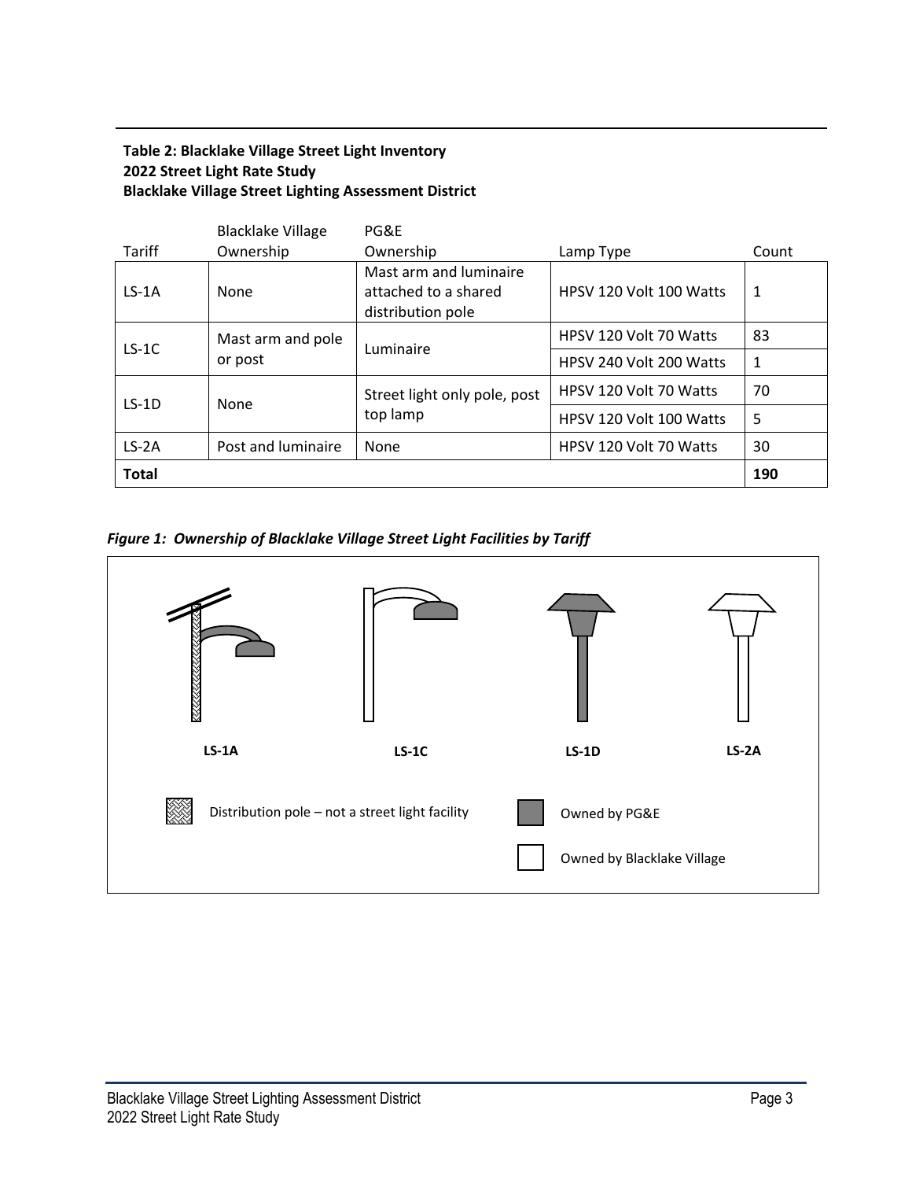**Table 2: Blacklake Village Street Light Inventory**
**2022 Street Light Rate Study**
**Blacklake Village Street Lighting Assessment District**

| Tariff | Blacklake Village Ownership | PG&E Ownership | Lamp Type | Count |
|---|---|---|---|---|
| LS-1A | None | Mast arm and luminaire attached to a shared distribution pole | HPSV 120 Volt 100 Watts | 1 |
| LS-1C | Mast arm and pole or post | Luminaire | HPSV 120 Volt 70 Watts | 83 |
| | | | HPSV 240 Volt 200 Watts | 1 |
| LS-1D | None | Street light only pole, post top lamp | HPSV 120 Volt 70 Watts | 70 |
| | | | HPSV 120 Volt 100 Watts | 5 |
| LS-2A | Post and luminaire | None | HPSV 120 Volt 70 Watts | 30 |
| **Total** | | | | **190** |

***Figure 1: Ownership of Blacklake Village Street Light Facilities by Tariff***

**LS-1A** **LS-1C** **LS-1D** **LS-2A**

Distribution pole – not a street light facility

Owned by PG&E

Owned by Blacklake Village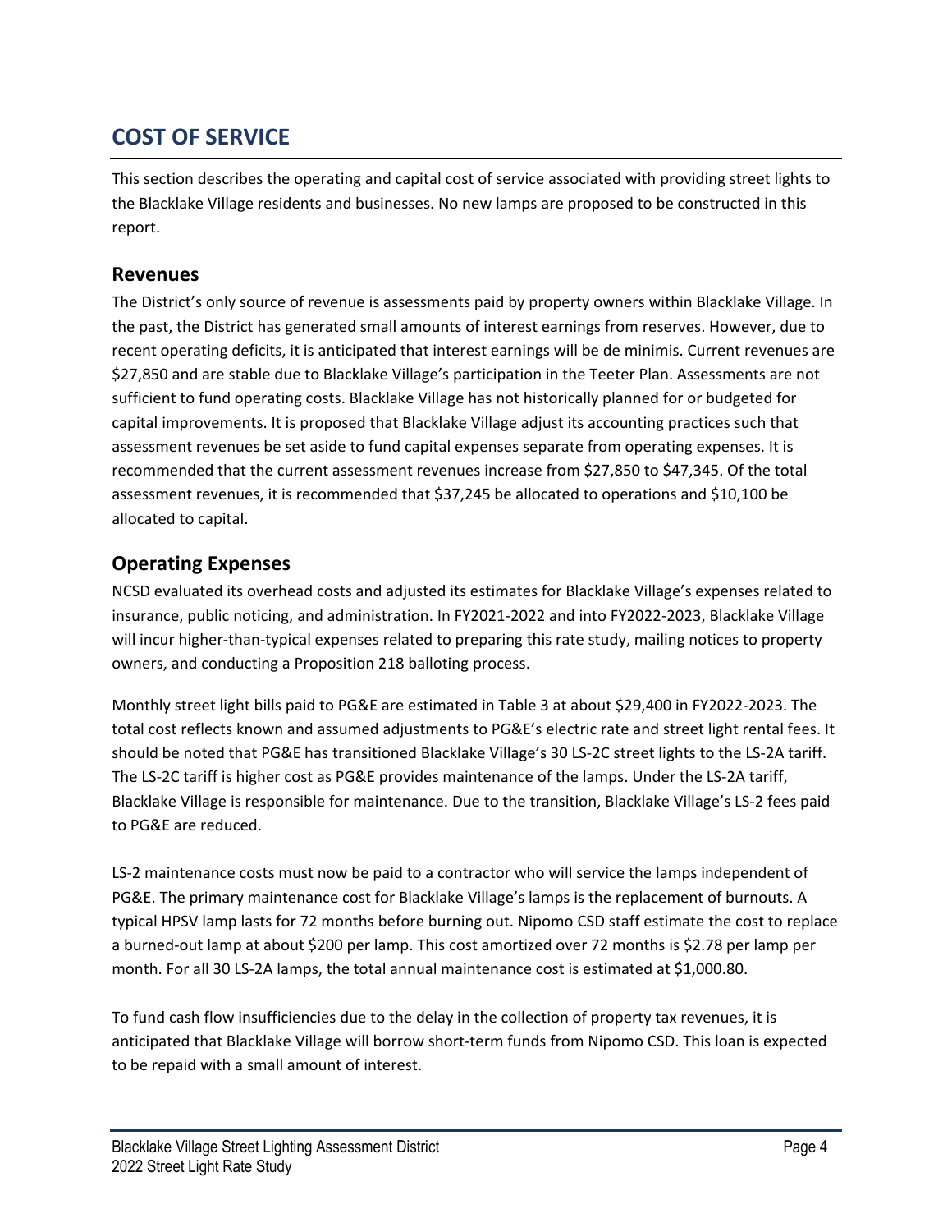## COST OF SERVICE

This section describes the operating and capital cost of service associated with providing street lights to the Blacklake Village residents and businesses. No new lamps are proposed to be constructed in this report.

### Revenues

The District's only source of revenue is assessments paid by property owners within Blacklake Village. In the past, the District has generated small amounts of interest earnings from reserves. However, due to recent operating deficits, it is anticipated that interest earnings will be de minimis. Current revenues are $27,850 and are stable due to Blacklake Village's participation in the Teeter Plan. Assessments are not sufficient to fund operating costs. Blacklake Village has not historically planned for or budgeted for capital improvements. It is proposed that Blacklake Village adjust its accounting practices such that assessment revenues be set aside to fund capital expenses separate from operating expenses. It is recommended that the current assessment revenues increase from $27,850 to $47,345. Of the total assessment revenues, it is recommended that $37,245 be allocated to operations and $10,100 be allocated to capital.

### Operating Expenses

NCSD evaluated its overhead costs and adjusted its estimates for Blacklake Village's expenses related to insurance, public noticing, and administration. In FY2021-2022 and into FY2022-2023, Blacklake Village will incur higher-than-typical expenses related to preparing this rate study, mailing notices to property owners, and conducting a Proposition 218 balloting process.

Monthly street light bills paid to PG&E are estimated in Table 3 at about $29,400 in FY2022-2023. The total cost reflects known and assumed adjustments to PG&E's electric rate and street light rental fees. It should be noted that PG&E has transitioned Blacklake Village's 30 LS-2C street lights to the LS-2A tariff. The LS-2C tariff is higher cost as PG&E provides maintenance of the lamps. Under the LS-2A tariff, Blacklake Village is responsible for maintenance. Due to the transition, Blacklake Village's LS-2 fees paid to PG&E are reduced.

LS-2 maintenance costs must now be paid to a contractor who will service the lamps independent of PG&E. The primary maintenance cost for Blacklake Village's lamps is the replacement of burnouts. A typical HPSV lamp lasts for 72 months before burning out. Nipomo CSD staff estimate the cost to replace a burned-out lamp at about $200 per lamp. This cost amortized over 72 months is $2.78 per lamp per month. For all 30 LS-2A lamps, the total annual maintenance cost is estimated at $1,000.80.

To fund cash flow insufficiencies due to the delay in the collection of property tax revenues, it is anticipated that Blacklake Village will borrow short-term funds from Nipomo CSD. This loan is expected to be repaid with a small amount of interest.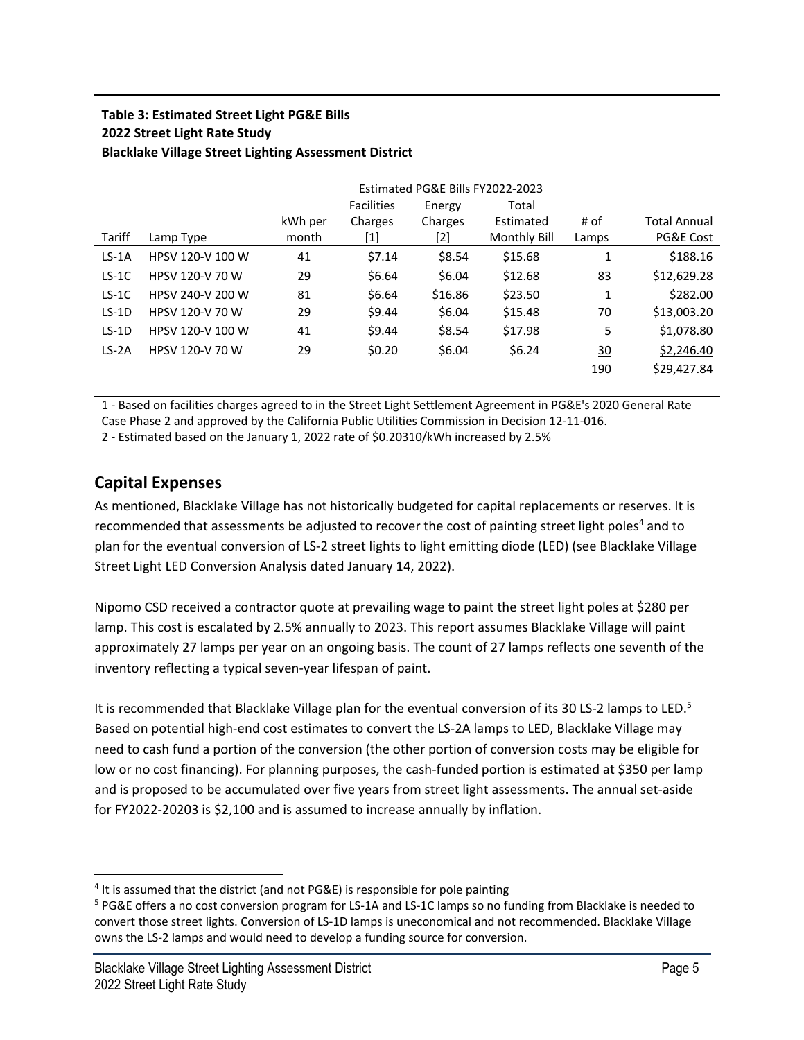**Table 3: Estimated Street Light PG&E Bills**
**2022 Street Light Rate Study**
**Blacklake Village Street Lighting Assessment District**

| | | | Estimated PG&E Bills FY2022-2023 | | | | |
|---|---|---|---|---|---|---|---|
| Tariff | Lamp Type | kWh per month | Facilities Charges [1] | Energy Charges [2] | Total Estimated Monthly Bill | # of Lamps | Total Annual PG&E Cost |
| LS-1A | HPSV 120-V 100 W | 41 | $7.14 | $8.54 | $15.68 | 1 | $188.16 |
| LS-1C | HPSV 120-V 70 W | 29 | $6.64 | $6.04 | $12.68 | 83 | $12,629.28 |
| LS-1C | HPSV 240-V 200 W | 81 | $6.64 | $16.86 | $23.50 | 1 | $282.00 |
| LS-1D | HPSV 120-V 70 W | 29 | $9.44 | $6.04 | $15.48 | 70 | $13,003.20 |
| LS-1D | HPSV 120-V 100 W | 41 | $9.44 | $8.54 | $17.98 | 5 | $1,078.80 |
| LS-2A | HPSV 120-V 70 W | 29 | $0.20 | $6.04 | $6.24 | 30 | $2,246.40 |
| | | | | | | 190 | $29,427.84 |

1 - Based on facilities charges agreed to in the Street Light Settlement Agreement in PG&E's 2020 General Rate Case Phase 2 and approved by the California Public Utilities Commission in Decision 12-11-016.

2 - Estimated based on the January 1, 2022 rate of $0.20310/kWh increased by 2.5%

## Capital Expenses

As mentioned, Blacklake Village has not historically budgeted for capital replacements or reserves. It is recommended that assessments be adjusted to recover the cost of painting street light poles[4] and to plan for the eventual conversion of LS-2 street lights to light emitting diode (LED) (see Blacklake Village Street Light LED Conversion Analysis dated January 14, 2022).

Nipomo CSD received a contractor quote at prevailing wage to paint the street light poles at $280 per lamp. This cost is escalated by 2.5% annually to 2023. This report assumes Blacklake Village will paint approximately 27 lamps per year on an ongoing basis. The count of 27 lamps reflects one seventh of the inventory reflecting a typical seven-year lifespan of paint.

It is recommended that Blacklake Village plan for the eventual conversion of its 30 LS-2 lamps to LED.[5] Based on potential high-end cost estimates to convert the LS-2A lamps to LED, Blacklake Village may need to cash fund a portion of the conversion (the other portion of conversion costs may be eligible for low or no cost financing). For planning purposes, the cash-funded portion is estimated at $350 per lamp and is proposed to be accumulated over five years from street light assessments. The annual set-aside for FY2022-20203 is $2,100 and is assumed to increase annually by inflation.

[4] It is assumed that the district (and not PG&E) is responsible for pole painting

[5] PG&E offers a no cost conversion program for LS-1A and LS-1C lamps so no funding from Blacklake is needed to convert those street lights. Conversion of LS-1D lamps is uneconomical and not recommended. Blacklake Village owns the LS-2 lamps and would need to develop a funding source for conversion.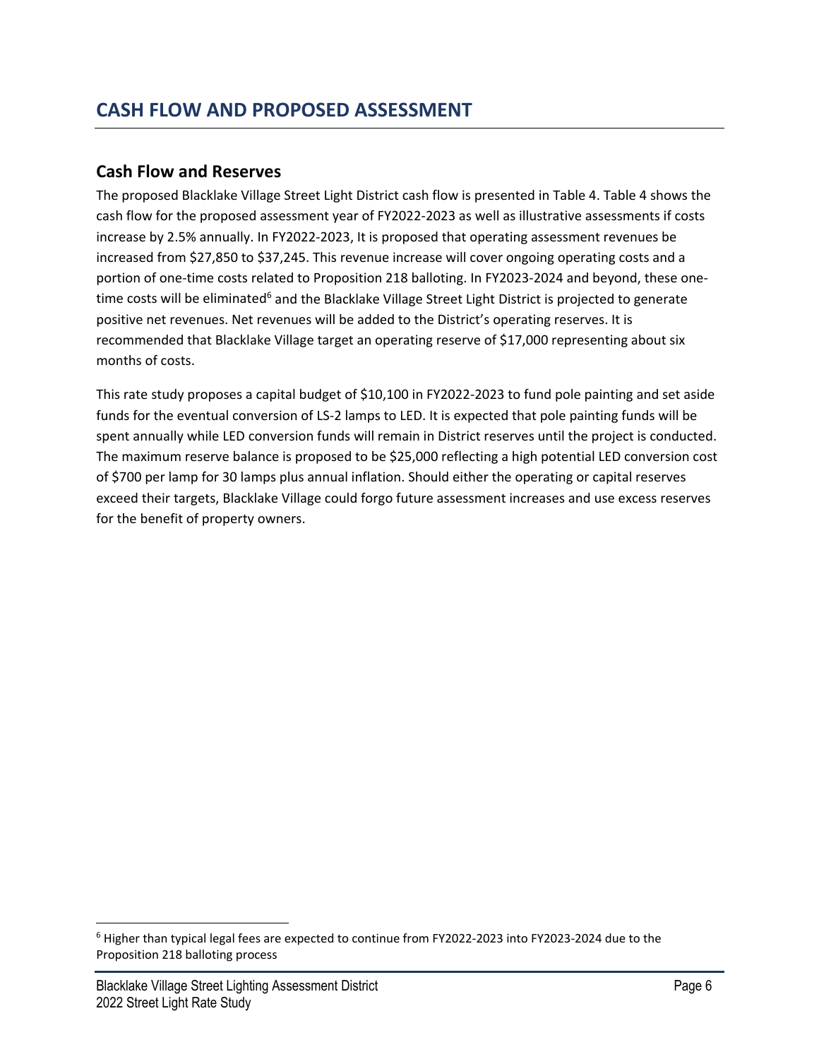# CASH FLOW AND PROPOSED ASSESSMENT

## Cash Flow and Reserves

The proposed Blacklake Village Street Light District cash flow is presented in Table 4. Table 4 shows the cash flow for the proposed assessment year of FY2022-2023 as well as illustrative assessments if costs increase by 2.5% annually. In FY2022-2023, It is proposed that operating assessment revenues be increased from $27,850 to $37,245. This revenue increase will cover ongoing operating costs and a portion of one-time costs related to Proposition 218 balloting. In FY2023-2024 and beyond, these one-time costs will be eliminated[6] and the Blacklake Village Street Light District is projected to generate positive net revenues. Net revenues will be added to the District's operating reserves. It is recommended that Blacklake Village target an operating reserve of $17,000 representing about six months of costs.

This rate study proposes a capital budget of $10,100 in FY2022-2023 to fund pole painting and set aside funds for the eventual conversion of LS-2 lamps to LED. It is expected that pole painting funds will be spent annually while LED conversion funds will remain in District reserves until the project is conducted. The maximum reserve balance is proposed to be $25,000 reflecting a high potential LED conversion cost of $700 per lamp for 30 lamps plus annual inflation. Should either the operating or capital reserves exceed their targets, Blacklake Village could forgo future assessment increases and use excess reserves for the benefit of property owners.

[6] Higher than typical legal fees are expected to continue from FY2022-2023 into FY2023-2024 due to the Proposition 218 balloting process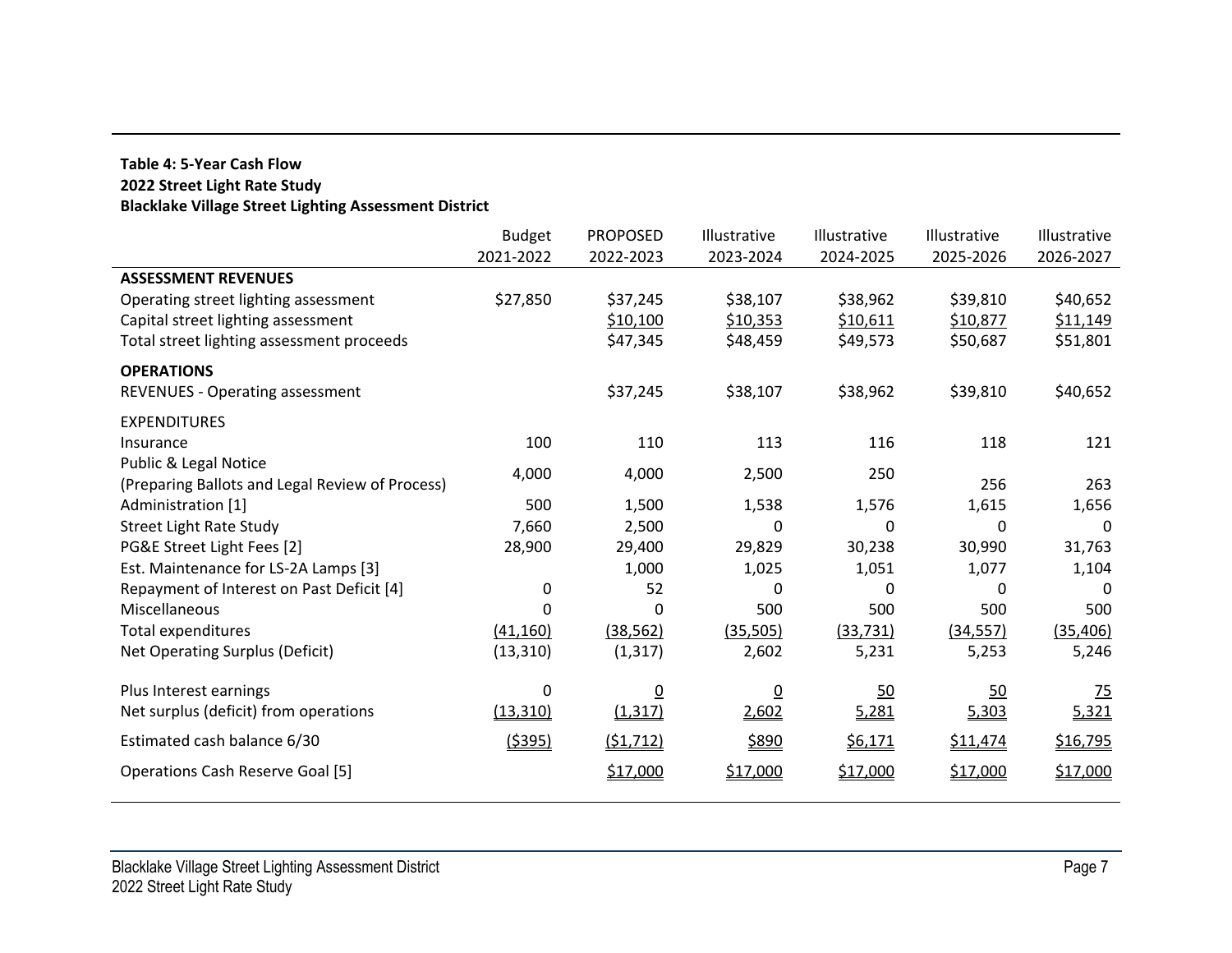**Table 4: 5-Year Cash Flow**
**2022 Street Light Rate Study**
**Blacklake Village Street Lighting Assessment District**

| | Budget 2021-2022 | PROPOSED 2022-2023 | Illustrative 2023-2024 | Illustrative 2024-2025 | Illustrative 2025-2026 | Illustrative 2026-2027 |
|---|---|---|---|---|---|---|
| **ASSESSMENT REVENUES** | | | | | | |
| Operating street lighting assessment | $27,850 | $37,245 | $38,107 | $38,962 | $39,810 | $40,652 |
| Capital street lighting assessment | | $10,100 | $10,353 | $10,611 | $10,877 | $11,149 |
| Total street lighting assessment proceeds | | $47,345 | $48,459 | $49,573 | $50,687 | $51,801 |
| **OPERATIONS** | | | | | | |
| REVENUES - Operating assessment | | $37,245 | $38,107 | $38,962 | $39,810 | $40,652 |
| EXPENDITURES | | | | | | |
| Insurance | 100 | 110 | 113 | 116 | 118 | 121 |
| Public & Legal Notice (Preparing Ballots and Legal Review of Process) | 4,000 | 4,000 | 2,500 | 250 | 256 | 263 |
| Administration [1] | 500 | 1,500 | 1,538 | 1,576 | 1,615 | 1,656 |
| Street Light Rate Study | 7,660 | 2,500 | 0 | 0 | 0 | 0 |
| PG&E Street Light Fees [2] | 28,900 | 29,400 | 29,829 | 30,238 | 30,990 | 31,763 |
| Est. Maintenance for LS-2A Lamps [3] | | 1,000 | 1,025 | 1,051 | 1,077 | 1,104 |
| Repayment of Interest on Past Deficit [4] | 0 | 52 | 0 | 0 | 0 | 0 |
| Miscellaneous | 0 | 0 | 500 | 500 | 500 | 500 |
| Total expenditures | (41,160) | (38,562) | (35,505) | (33,731) | (34,557) | (35,406) |
| Net Operating Surplus (Deficit) | (13,310) | (1,317) | 2,602 | 5,231 | 5,253 | 5,246 |
| Plus Interest earnings | 0 | 0 | 0 | 50 | 50 | 75 |
| Net surplus (deficit) from operations | (13,310) | (1,317) | 2,602 | 5,281 | 5,303 | 5,321 |
| Estimated cash balance 6/30 | ($395) | ($1,712) | $890 | $6,171 | $11,474 | $16,795 |
| Operations Cash Reserve Goal [5] | | $17,000 | $17,000 | $17,000 | $17,000 | $17,000 |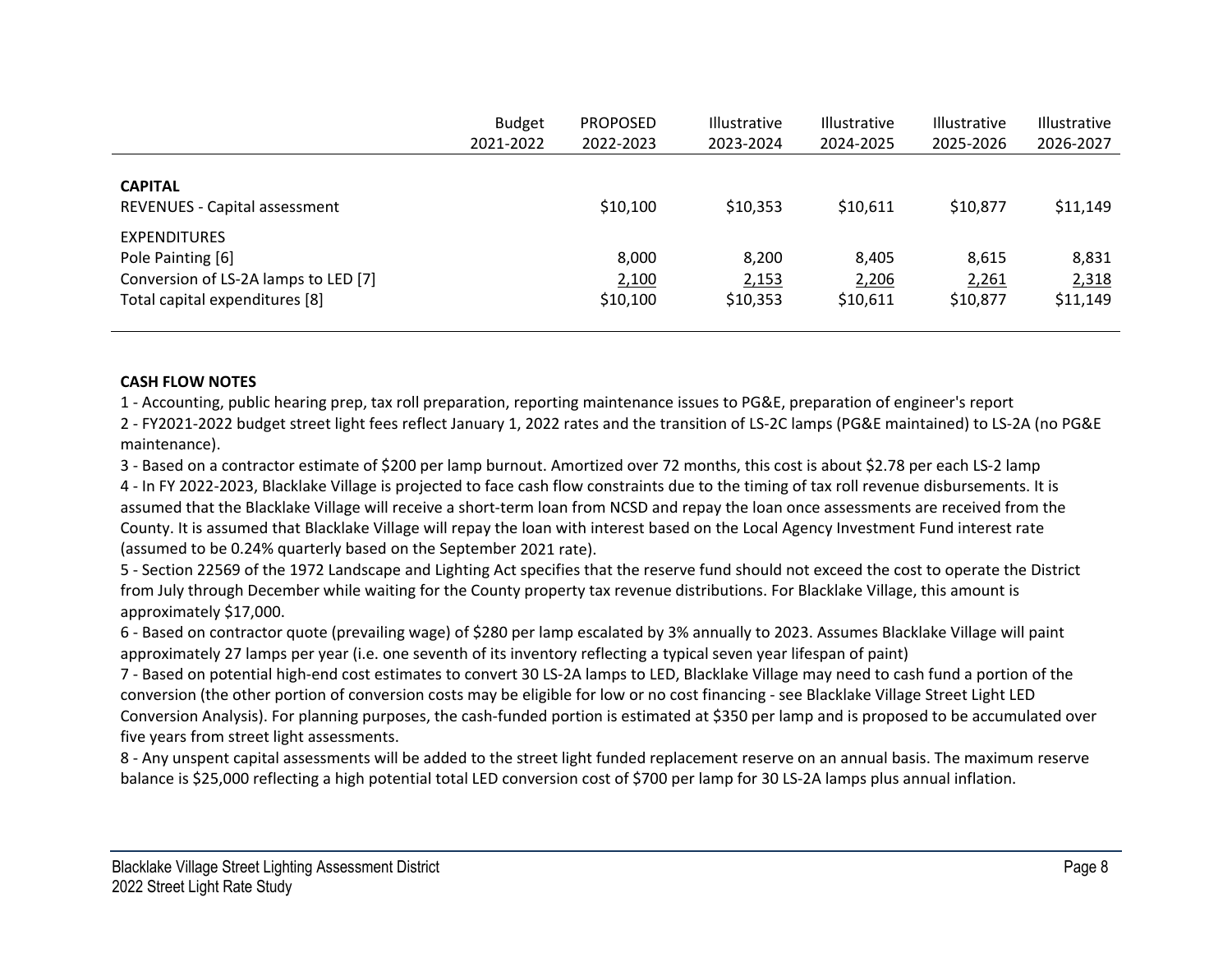| | Budget 2021-2022 | PROPOSED 2022-2023 | Illustrative 2023-2024 | Illustrative 2024-2025 | Illustrative 2025-2026 | Illustrative 2026-2027 |
|---|---|---|---|---|---|---|
| **CAPITAL** | | | | | | |
| REVENUES - Capital assessment | | $10,100 | $10,353 | $10,611 | $10,877 | $11,149 |
| EXPENDITURES | | | | | | |
| Pole Painting [6] | | 8,000 | 8,200 | 8,405 | 8,615 | 8,831 |
| Conversion of LS-2A lamps to LED [7] | | 2,100 | 2,153 | 2,206 | 2,261 | 2,318 |
| Total capital expenditures [8] | | $10,100 | $10,353 | $10,611 | $10,877 | $11,149 |

**CASH FLOW NOTES**

1 - Accounting, public hearing prep, tax roll preparation, reporting maintenance issues to PG&E, preparation of engineer's report

2 - FY2021-2022 budget street light fees reflect January 1, 2022 rates and the transition of LS-2C lamps (PG&E maintained) to LS-2A (no PG&E maintenance).

3 - Based on a contractor estimate of $200 per lamp burnout. Amortized over 72 months, this cost is about $2.78 per each LS-2 lamp

4 - In FY 2022-2023, Blacklake Village is projected to face cash flow constraints due to the timing of tax roll revenue disbursements. It is assumed that the Blacklake Village will receive a short-term loan from NCSD and repay the loan once assessments are received from the County. It is assumed that Blacklake Village will repay the loan with interest based on the Local Agency Investment Fund interest rate (assumed to be 0.24% quarterly based on the September 2021 rate).

5 - Section 22569 of the 1972 Landscape and Lighting Act specifies that the reserve fund should not exceed the cost to operate the District from July through December while waiting for the County property tax revenue distributions. For Blacklake Village, this amount is approximately $17,000.

6 - Based on contractor quote (prevailing wage) of $280 per lamp escalated by 3% annually to 2023. Assumes Blacklake Village will paint approximately 27 lamps per year (i.e. one seventh of its inventory reflecting a typical seven year lifespan of paint)

7 - Based on potential high-end cost estimates to convert 30 LS-2A lamps to LED, Blacklake Village may need to cash fund a portion of the conversion (the other portion of conversion costs may be eligible for low or no cost financing - see Blacklake Village Street Light LED Conversion Analysis). For planning purposes, the cash-funded portion is estimated at $350 per lamp and is proposed to be accumulated over five years from street light assessments.

8 - Any unspent capital assessments will be added to the street light funded replacement reserve on an annual basis. The maximum reserve balance is $25,000 reflecting a high potential total LED conversion cost of $700 per lamp for 30 LS-2A lamps plus annual inflation.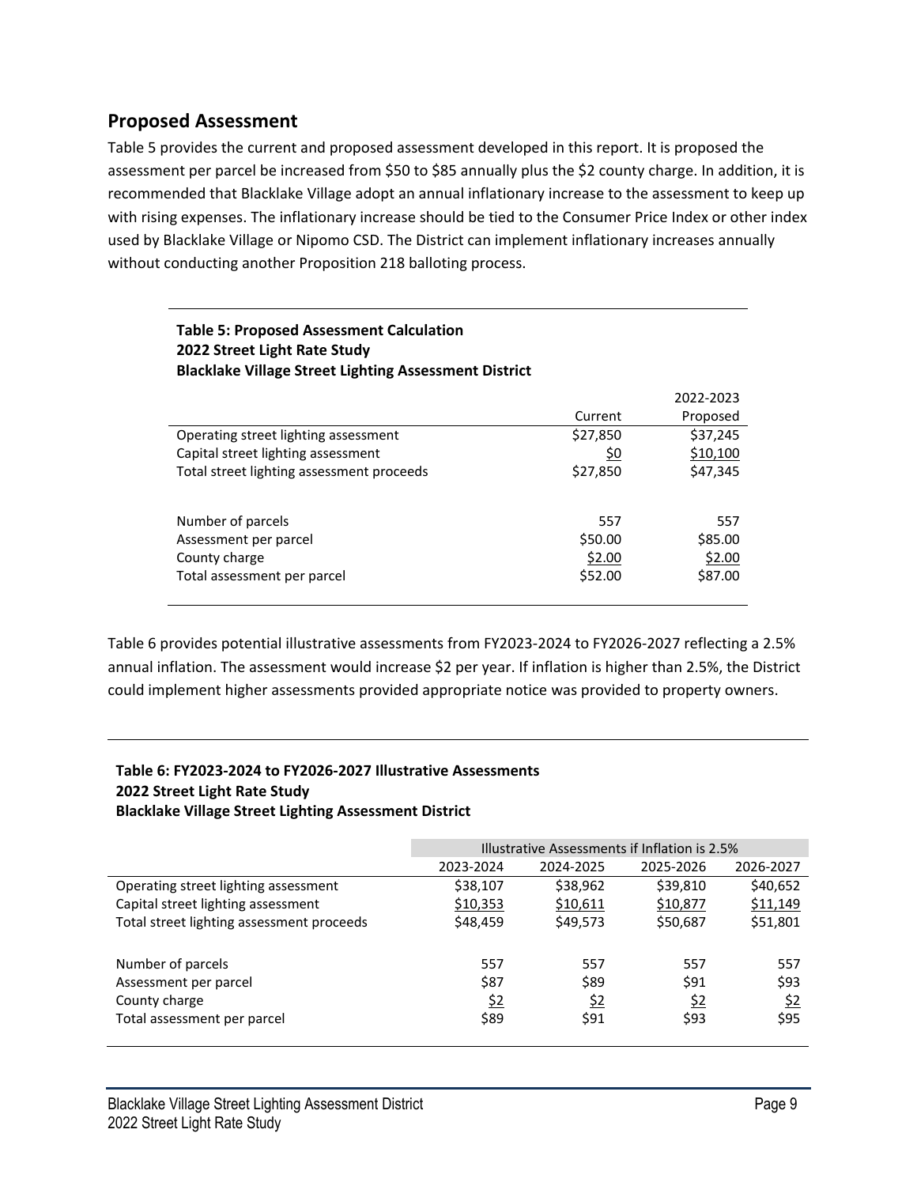## Proposed Assessment

Table 5 provides the current and proposed assessment developed in this report. It is proposed the assessment per parcel be increased from $50 to $85 annually plus the $2 county charge. In addition, it is recommended that Blacklake Village adopt an annual inflationary increase to the assessment to keep up with rising expenses. The inflationary increase should be tied to the Consumer Price Index or other index used by Blacklake Village or Nipomo CSD. The District can implement inflationary increases annually without conducting another Proposition 218 balloting process.

**Table 5: Proposed Assessment Calculation**
**2022 Street Light Rate Study**
**Blacklake Village Street Lighting Assessment District**

| | Current | 2022-2023 Proposed |
|---|---|---|
| Operating street lighting assessment | $27,850 | $37,245 |
| Capital street lighting assessment | $0 | $10,100 |
| Total street lighting assessment proceeds | $27,850 | $47,345 |
| | | |
| Number of parcels | 557 | 557 |
| Assessment per parcel | $50.00 | $85.00 |
| County charge | $2.00 | $2.00 |
| Total assessment per parcel | $52.00 | $87.00 |

Table 6 provides potential illustrative assessments from FY2023-2024 to FY2026-2027 reflecting a 2.5% annual inflation. The assessment would increase $2 per year. If inflation is higher than 2.5%, the District could implement higher assessments provided appropriate notice was provided to property owners.

**Table 6: FY2023-2024 to FY2026-2027 Illustrative Assessments**
**2022 Street Light Rate Study**
**Blacklake Village Street Lighting Assessment District**

| | Illustrative Assessments if Inflation is 2.5% | | | |
|---|---|---|---|---|
| | 2023-2024 | 2024-2025 | 2025-2026 | 2026-2027 |
| Operating street lighting assessment | $38,107 | $38,962 | $39,810 | $40,652 |
| Capital street lighting assessment | $10,353 | $10,611 | $10,877 | $11,149 |
| Total street lighting assessment proceeds | $48,459 | $49,573 | $50,687 | $51,801 |
| | | | | |
| Number of parcels | 557 | 557 | 557 | 557 |
| Assessment per parcel | $87 | $89 | $91 | $93 |
| County charge | $2 | $2 | $2 | $2 |
| Total assessment per parcel | $89 | $91 | $93 | $95 |